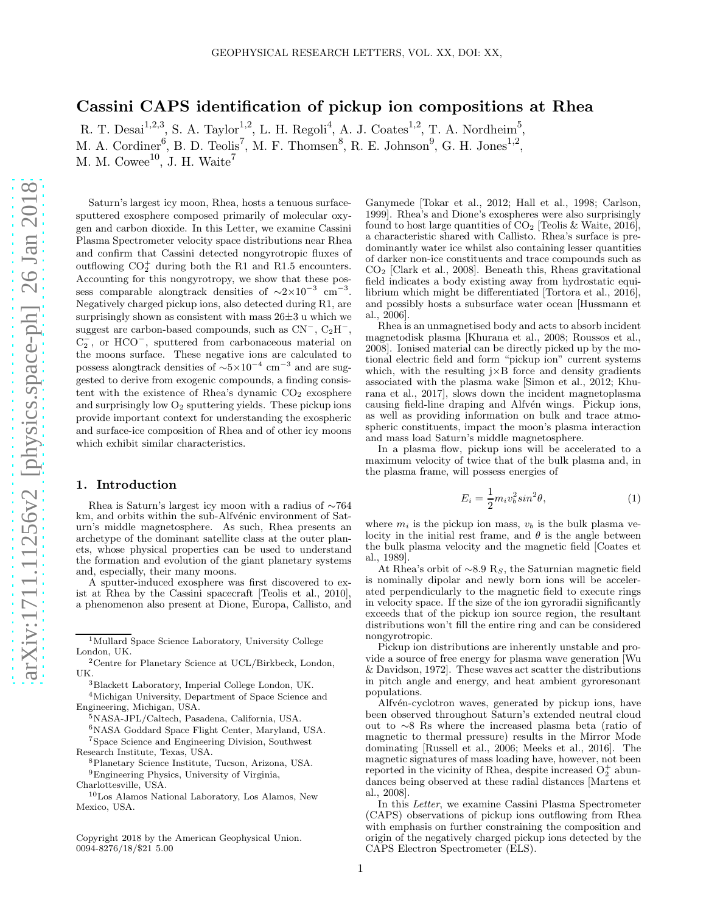# Cassini CAPS identification of pickup ion compositions at Rhea

R. T. Desai[1,2,3], S. A. Taylor[1,2], L. H. Regoli[4], A. J. Coates[1,2], T. A. Nordheim[5], M. A. Cordiner[6], B. D. Teolis[7], M. F. Thomsen[8], R. E. Johnson[9], G. H. Jones[1,2], M. M. Cowee[10], J. H. Waite[7]

Saturn's largest icy moon, Rhea, hosts a tenuous surface-sputtered exosphere composed primarily of molecular oxygen and carbon dioxide. In this Letter, we examine Cassini Plasma Spectrometer velocity space distributions near Rhea and confirm that Cassini detected nongyrotropic fluxes of outflowing $CO_2^+$ during both the R1 and R1.5 encounters. Accounting for this nongyrotropy, we show that these possess comparable alongtrack densities of $\sim 2\times10^{-3}$ cm$^{-3}$. Negatively charged pickup ions, also detected during R1, are surprisingly shown as consistent with mass 26±3 u which we suggest are carbon-based compounds, such as $CN^-$, $C_2H^-$, $C_2^-$, or $HCO^-$, sputtered from carbonaceous material on the moons surface. These negative ions are calculated to possess alongtrack densities of $\sim 5\times10^{-4}$ cm$^{-3}$ and are suggested to derive from exogenic compounds, a finding consistent with the existence of Rhea's dynamic $CO_2$ exosphere and surprisingly low $O_2$ sputtering yields. These pickup ions provide important context for understanding the exospheric and surface-ice composition of Rhea and of other icy moons which exhibit similar characteristics.

## 1. Introduction

Rhea is Saturn's largest icy moon with a radius of ∼764 km, and orbits within the sub-Alfvénic environment of Saturn's middle magnetosphere. As such, Rhea presents an archetype of the dominant satellite class at the outer planets, whose physical properties can be used to understand the formation and evolution of the giant planetary systems and, especially, their many moons.

A sputter-induced exosphere was first discovered to exist at Rhea by the Cassini spacecraft [Teolis et al., 2010], a phenomenon also present at Dione, Europa, Callisto, and Ganymede [Tokar et al., 2012; Hall et al., 1998; Carlson, 1999]. Rhea's and Dione's exospheres were also surprisingly found to host large quantities of $CO_2$ [Teolis & Waite, 2016], a characteristic shared with Callisto. Rhea's surface is predominantly water ice whilst also containing lesser quantities of darker non-ice constituents and trace compounds such as $CO_2$ [Clark et al., 2008]. Beneath this, Rheas gravitational field indicates a body existing away from hydrostatic equilibrium which might be differentiated [Tortora et al., 2016], and possibly hosts a subsurface water ocean [Hussmann et al., 2006].

Rhea is an unmagnetised body and acts to absorb incident magnetodisk plasma [Khurana et al., 2008; Roussos et al., 2008]. Ionised material can be directly picked up by the motional electric field and form "pickup ion" current systems which, with the resulting j×B force and density gradients associated with the plasma wake [Simon et al., 2012; Khurana et al., 2017], slows down the incident magnetoplasma causing field-line draping and Alfvén wings. Pickup ions, as well as providing information on bulk and trace atmospheric constituents, impact the moon's plasma interaction and mass load Saturn's middle magnetosphere.

In a plasma flow, pickup ions will be accelerated to a maximum velocity of twice that of the bulk plasma and, in the plasma frame, will possess energies of

$$E_i = \frac{1}{2} m_i v_b^2 sin^2\theta, \tag{1}$$

where $m_i$ is the pickup ion mass, $v_b$ is the bulk plasma velocity in the initial rest frame, and $\theta$ is the angle between the bulk plasma velocity and the magnetic field [Coates et al., 1989].

At Rhea's orbit of ∼8.9 $R_S$, the Saturnian magnetic field is nominally dipolar and newly born ions will be accelerated perpendicularly to the magnetic field to execute rings in velocity space. If the size of the ion gyroradii significantly exceeds that of the pickup ion source region, the resultant distributions won't fill the entire ring and can be considered nongyrotropic.

Pickup ion distributions are inherently unstable and provide a source of free energy for plasma wave generation [Wu & Davidson, 1972]. These waves act scatter the distributions in pitch angle and energy, and heat ambient gyroresonant populations.

Alfvén-cyclotron waves, generated by pickup ions, have been observed throughout Saturn's extended neutral cloud out to ∼8 Rs where the increased plasma beta (ratio of magnetic to thermal pressure) results in the Mirror Mode dominating [Russell et al., 2006; Meeks et al., 2016]. The magnetic signatures of mass loading have, however, not been reported in the vicinity of Rhea, despite increased $O_2^+$ abundances being observed at these radial distances [Martens et al., 2008].

In this *Letter*, we examine Cassini Plasma Spectrometer (CAPS) observations of pickup ions outflowing from Rhea with emphasis on further constraining the composition and origin of the negatively charged pickup ions detected by the CAPS Electron Spectrometer (ELS).

[1] Mullard Space Science Laboratory, University College London, UK.
[2] Centre for Planetary Science at UCL/Birkbeck, London, UK.
[3] Blackett Laboratory, Imperial College London, UK.
[4] Michigan University, Department of Space Science and Engineering, Michigan, USA.
[5] NASA-JPL/Caltech, Pasadena, California, USA.
[6] NASA Goddard Space Flight Center, Maryland, USA.
[7] Space Science and Engineering Division, Southwest Research Institute, Texas, USA.
[8] Planetary Science Institute, Tucson, Arizona, USA.
[9] Engineering Physics, University of Virginia, Charlottesville, USA.
[10] Los Alamos National Laboratory, Los Alamos, New Mexico, USA.

Copyright 2018 by the American Geophysical Union.
0094-8276/18/$21 5.00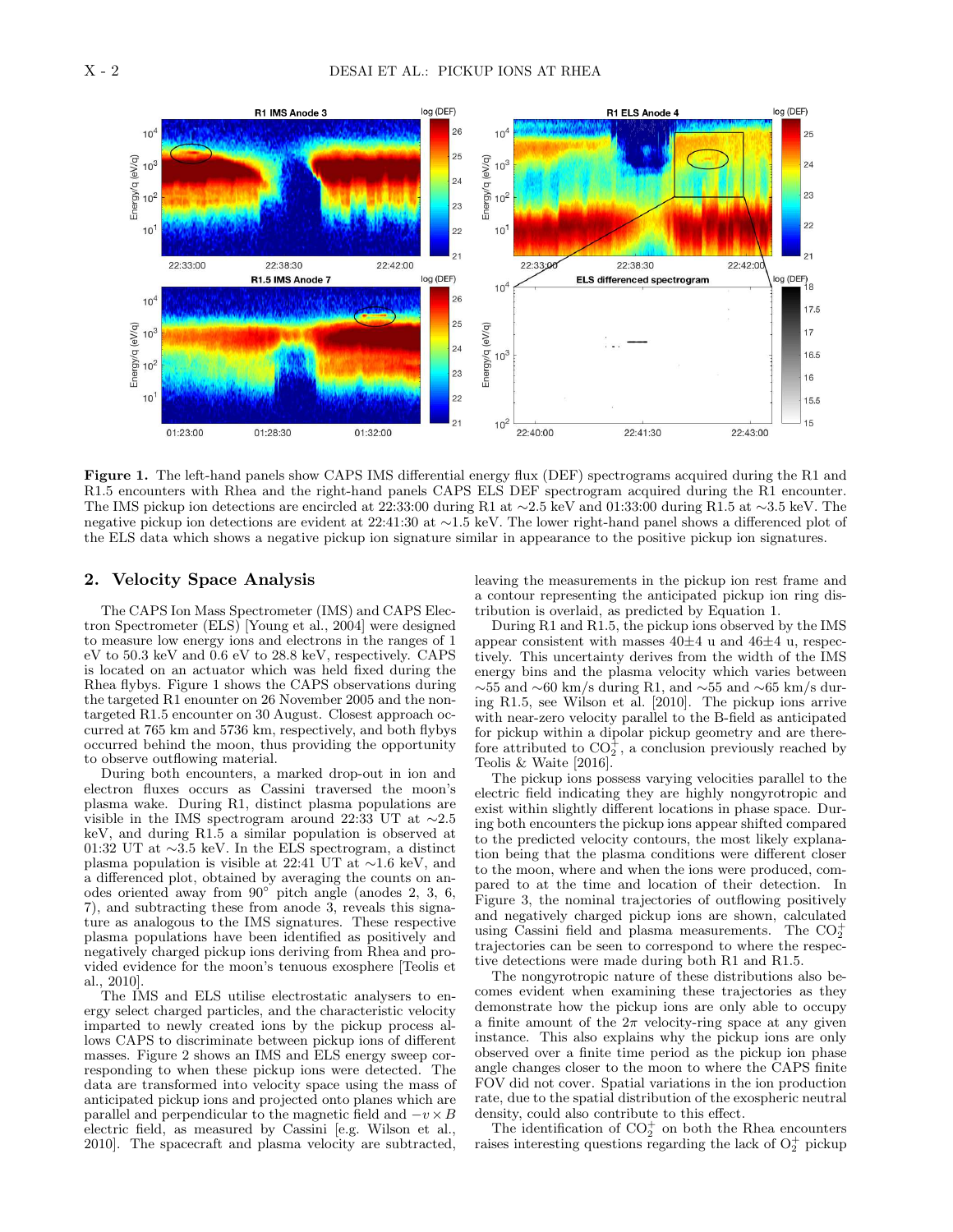**Figure 1.** The left-hand panels show CAPS IMS differential energy flux (DEF) spectrograms acquired during the R1 and R1.5 encounters with Rhea and the right-hand panels CAPS ELS DEF spectrogram acquired during the R1 encounter. The IMS pickup ion detections are encircled at 22:33:00 during R1 at ~2.5 keV and 01:33:00 during R1.5 at ~3.5 keV. The negative pickup ion detections are evident at 22:41:30 at ~1.5 keV. The lower right-hand panel shows a differenced plot of the ELS data which shows a negative pickup ion signature similar in appearance to the positive pickup ion signatures.

## 2. Velocity Space Analysis

The CAPS Ion Mass Spectrometer (IMS) and CAPS Electron Spectrometer (ELS) [Young et al., 2004] were designed to measure low energy ions and electrons in the ranges of 1 eV to 50.3 keV and 0.6 eV to 28.8 keV, respectively. CAPS is located on an actuator which was held fixed during the Rhea flybys. Figure 1 shows the CAPS observations during the targeted R1 enounter on 26 November 2005 and the non-targeted R1.5 encounter on 30 August. Closest approach occurred at 765 km and 5736 km, respectively, and both flybys occurred behind the moon, thus providing the opportunity to observe outflowing material.

During both encounters, a marked drop-out in ion and electron fluxes occurs as Cassini traversed the moon's plasma wake. During R1, distinct plasma populations are visible in the IMS spectrogram around 22:33 UT at ~2.5 keV, and during R1.5 a similar population is observed at 01:32 UT at ~3.5 keV. In the ELS spectrogram, a distinct plasma population is visible at 22:41 UT at ~1.6 keV, and a differenced plot, obtained by averaging the counts on anodes oriented away from 90° pitch angle (anodes 2, 3, 6, 7), and subtracting these from anode 3, reveals this signature as analogous to the IMS signatures. These respective plasma populations have been identified as positively and negatively charged pickup ions deriving from Rhea and provided evidence for the moon's tenuous exosphere [Teolis et al., 2010].

The IMS and ELS utilise electrostatic analysers to energy select charged particles, and the characteristic velocity imparted to newly created ions by the pickup process allows CAPS to discriminate between pickup ions of different masses. Figure 2 shows an IMS and ELS energy sweep corresponding to when these pickup ions were detected. The data are transformed into velocity space using the masses of anticipated pickup ions and projected onto planes which are parallel and perpendicular to the magnetic field and $-v \times B$ electric field, as measured by Cassini [e.g. Wilson et al., 2010]. The spacecraft and plasma velocity are subtracted, leaving the measurements in the pickup ion rest frame and a contour representing the anticipated pickup ion ring distribution is overlaid, as predicted by Equation 1.

During R1 and R1.5, the pickup ions observed by the IMS appear consistent with masses 40±4 u and 46±4 u, respectively. This uncertainty derives from the width of the IMS energy bins and the plasma velocity which varies between ~55 and ~60 km/s during R1, and ~55 and ~65 km/s during R1.5, see Wilson et al. [2010]. The pickup ions arrive with near-zero velocity parallel to the B-field as anticipated for pickup within a dipolar pickup geometry and are therefore attributed to $CO_2^+$, a conclusion previously reached by Teolis & Waite [2016].

The pickup ions possess varying velocities parallel to the electric field indicating they are highly nongyrotropic and exist within slightly different locations in phase space. During both encounters the pickup ions appear shifted compared to the predicted velocity contours, the most likely explanation being that the plasma conditions were different closer to the moon, where and when the ions were produced, compared to at the time and location of their detection. In Figure 3, the nominal trajectories of outflowing positively and negatively charged pickup ions are shown, calculated using Cassini field and plasma measurements. The $CO_2^+$ trajectories can be seen to correspond to where the respective detections were made during both R1 and R1.5.

The nongyrotropic nature of these distributions also becomes evident when examining these trajectories as they demonstrate how the pickup ions are only able to occupy a finite amount of the $2\pi$ velocity-ring space at any given instance. This also explains why the pickup ions are only observed over a finite time period as the pickup ion phase angle changes closer to the moon to where the CAPS finite FOV did not cover. Spatial variations in the ion production rate, due to the spatial distribution of the exospheric neutral density, could also contribute to this effect.

The identification of $CO_2^+$ on both the Rhea encounters raises interesting questions regarding the lack of $O_2^+$ pickup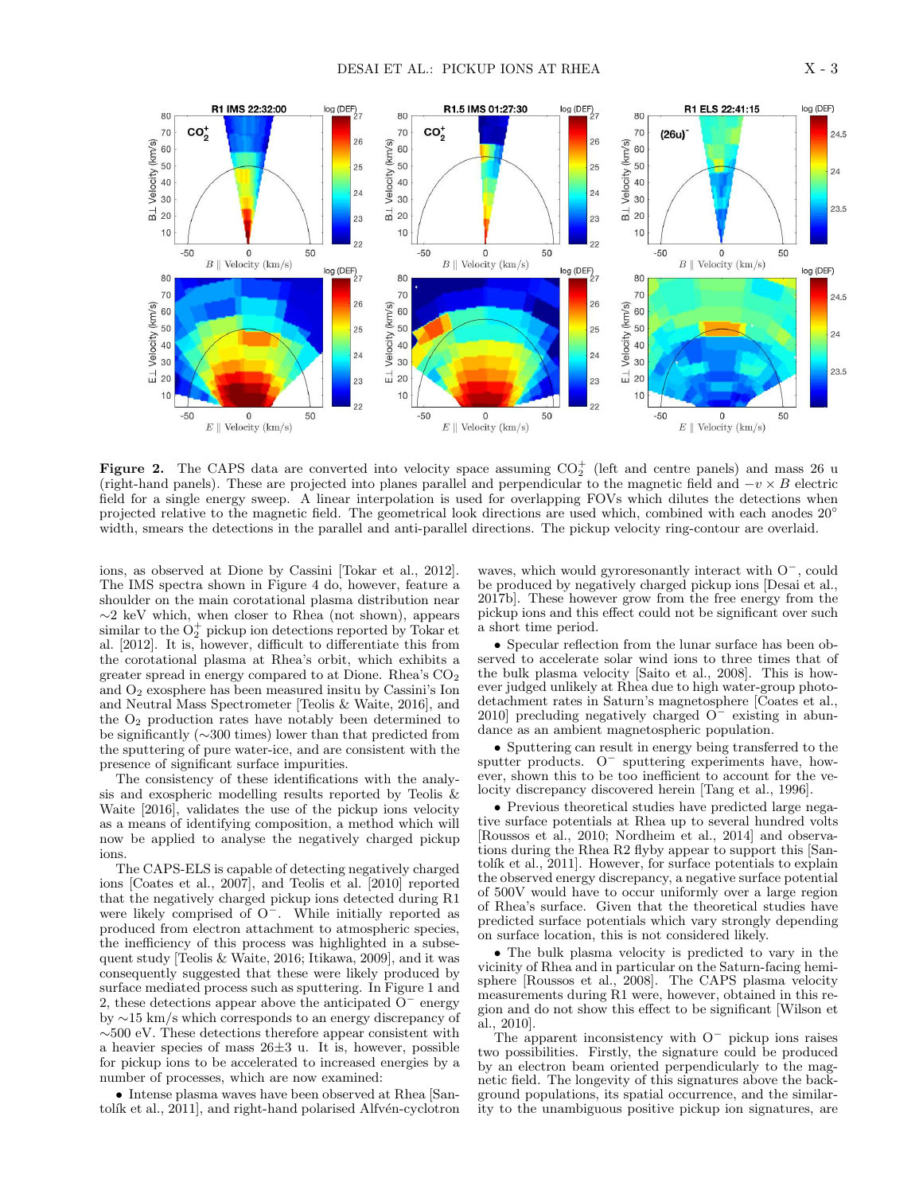**Figure 2.** The CAPS data are converted into velocity space assuming $CO_2^+$ (left and centre panels) and mass 26 u (right-hand panels). These are projected into planes parallel and perpendicular to the magnetic field and $-v \times B$ electric field for a single energy sweep. A linear interpolation is used for overlapping FOVs which dilutes the detections when projected relative to the magnetic field. The geometrical look directions are used which, combined with each anodes 20° width, smears the detections in the parallel and anti-parallel directions. The pickup velocity ring-contour are overlaid.

ions, as observed at Dione by Cassini [Tokar et al., 2012]. The IMS spectra shown in Figure 4 do, however, feature a shoulder on the main corotational plasma distribution near ~2 keV which, when closer to Rhea (not shown), appears similar to the $O_2^+$ pickup ion detections reported by Tokar et al. [2012]. It is, however, difficult to differentiate this from the corotational plasma at Rhea's orbit, which exhibits a greater spread in energy compared to at Dione. Rhea's $CO_2$ and $O_2$ exosphere has been measured insitu by Cassini's Ion and Neutral Mass Spectrometer [Teolis & Waite, 2016], and the $O_2$ production rates have notably been determined to be significantly (~300 times) lower than that predicted from the sputtering of pure water-ice, and are consistent with the presence of significant surface impurities.

The consistency of these identifications with the analysis and exospheric modelling results reported by Teolis & Waite [2016], validates the use of the pickup ions velocity as a means of identifying composition, a method which will now be applied to analyse the negatively charged pickup ions.

The CAPS-ELS is capable of detecting negatively charged ions [Coates et al., 2007], and Teolis et al. [2010] reported that the negatively charged pickup ions detected during R1 were likely comprised of $O^-$. While initially reported as produced from electron attachment to atmospheric species, the inefficiency of this process was highlighted in a subsequent study [Teolis & Waite, 2016; Itikawa, 2009], and it was consequently suggested that these were likely produced by surface mediated process such as sputtering. In Figure 1 and 2, these detections appear above the anticipated $O^-$ energy by ~15 km/s which corresponds to an energy discrepancy of ~500 eV. These detections therefore appear consistent with a heavier species of mass 26±3 u. It is, however, possible for pickup ions to be accelerated to increased energies by a number of processes, which are now examined:

- Intense plasma waves have been observed at Rhea [Santolík et al., 2011], and right-hand polarised Alfvén-cyclotron waves, which would gyroresonantly interact with $O^-$, could be produced by negatively charged pickup ions [Desai et al., 2017b]. These however grow from the free energy from the pickup ions and this effect could not be significant over such a short time period.
- Specular reflection from the lunar surface has been observed to accelerate solar wind ions to three times that of the bulk plasma velocity [Saito et al., 2008]. This is however judged unlikely at Rhea due to high water-group photodetachment rates in Saturn's magnetosphere [Coates et al., 2010] precluding negatively charged $O^-$ existing in abundance as an ambient magnetospheric population.
- Sputtering can result in energy being transferred to the sputter products. $O^-$ sputtering experiments have, however, shown this to be too inefficient to account for the velocity discrepancy discovered herein [Tang et al., 1996].
- Previous theoretical studies have predicted large negative surface potentials at Rhea up to several hundred volts [Roussos et al., 2010; Nordheim et al., 2014] and observations during the Rhea R2 flyby appear to support this [Santolík et al., 2011]. However, for surface potentials to explain the observed energy discrepancy, a negative surface potential of 500V would have to occur uniformly over a large region of Rhea's surface. Given that the theoretical studies have predicted surface potentials which vary strongly depending on surface location, this is not considered likely.
- The bulk plasma velocity is predicted to vary in the vicinity of Rhea and in particular on the Saturn-facing hemisphere [Roussos et al., 2008]. The CAPS plasma velocity measurements during R1 were, however, obtained in this region and do not show this effect to be significant [Wilson et al., 2010].

The apparent inconsistency with $O^-$ pickup ions raises two possibilities. Firstly, the signature could be produced by an electron beam oriented perpendicularly to the magnetic field. The longevity of this signatures above the background populations, its spatial occurrence, and the similarity to the unambiguous positive pickup ion signatures, are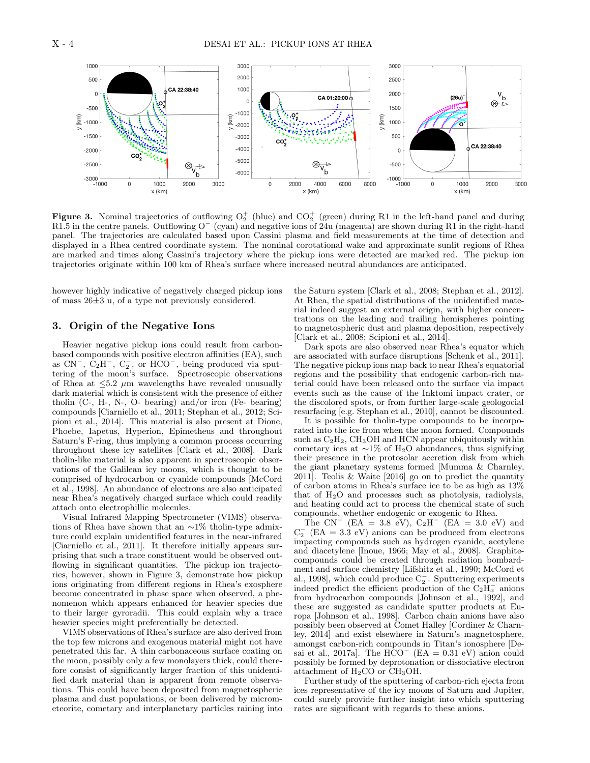**Figure 3.** Nominal trajectories of outflowing $O_2^+$ (blue) and $CO_2^+$ (green) during R1 in the left-hand panel and during R1.5 in the centre panels. Outflowing $O^-$ (cyan) and negative ions of 24u (magenta) are shown during R1 in the right-hand panel. The trajectories are calculated based upon Cassini plasma and field measurements at the time of detection and displayed in a Rhea centred coordinate system. The nominal corotational wake and approximate sunlit regions of Rhea are marked and times along Cassini's trajectory where the pickup ions were detected are marked red. The pickup ion trajectories originate within 100 km of Rhea's surface where increased neutral abundances are anticipated.

however highly indicative of negatively charged pickup ions of mass 26±3 u, of a type not previously considered.

## 3. Origin of the Negative Ions

Heavier negative pickup ions could result from carbon-based compounds with positive electron affinities (EA), such as $CN^-$, $C_2H^-$, $C_2^-$, or $HCO^-$, being produced via sputtering of the moon's surface. Spectroscopic observations of Rhea at $\leq$5.2 $\mu$m wavelengths have revealed unusually dark material which is consistent with the presence of either tholin (C-, H-, N-, O- bearing) and/or iron (Fe- bearing) compounds [Ciarniello et al., 2011; Stephan et al., 2012; Scipioni et al., 2014]. This material is also present at Dione, Phoebe, Iapetus, Hyperion, Epimetheus and throughout Saturn's F-ring, thus implying a common process occurring throughout these icy satellites [Clark et al., 2008]. Dark tholin-like material is also apparent in spectroscopic observations of the Galilean icy moons, which is thought to be comprised of hydrocarbon or cyanide compounds [McCord et al., 1998]. An abundance of electrons are also anticipated near Rhea's negatively charged surface which could readily attach onto electrophillic molecules.

Visual Infrared Mapping Spectrometer (VIMS) observations of Rhea have shown that an ~1% tholin-type admixture could explain unidentified features in the near-infrared [Ciarniello et al., 2011]. It therefore initially appears surprising that such a trace constituent would be observed outflowing in significant quantities. The pickup ion trajectories, however, shown in Figure 3, demonstrate how pickup ions originating from different regions in Rhea's exosphere become concentrated in phase space when observed, a phenomenon which appears enhanced for heavier species due to their larger gyroradii. This could explain why a trace heavier species might preferentially be detected.

VIMS observations of Rhea's surface are also derived from the top few microns and exogenous material might not have penetrated this far. A thin carbonaceous surface coating on the moon, possibly only a few monolayers thick, could therefore consist of significantly larger fraction of this unidentified dark material than is apparent from remote observations. This could have been deposited from magnetospheric plasma and dust populations, or been delivered by micrometeorite, cometary and interplanetary particles raining into the Saturn system [Clark et al., 2008; Stephan et al., 2012]. At Rhea, the spatial distributions of the unidentified material indeed suggest an external origin, with higher concentrations on the leading and trailing hemispheres pointing to magnetospheric dust and plasma deposition, respectively [Clark et al., 2008; Scipioni et al., 2014].

Dark spots are also observed near Rhea's equator which are associated with surface disruptions [Schenk et al., 2011]. The negative pickup ions map back to near Rhea's equatorial regions and the possibility that endogenic carbon-rich material could have been released onto the surface via impact events such as the cause of the Inktomi impact crater, or the discolored spots, or from further large-scale geological resurfacing [e.g. Stephan et al., 2010], cannot be discounted.

It is possible for tholin-type compounds to be incorporated into the ice from when the moon formed. Compounds such as $C_2H_2$, $CH_3OH$ and HCN appear ubiquitously within cometary ices at ~1% of $H_2O$ abundances, thus signifying their presence in the protosolar accretion disk from which the giant planetary systems formed [Mumma & Charnley, 2011]. Teolis & Waite [2016] go on to predict the quantity of carbon atoms in Rhea's surface ice to be as high as 13% that of $H_2O$ and processes such as photolysis, radiolysis, and heating could act to process the chemical state of such compounds, whether endogenic or exogenic to Rhea.

The $CN^-$ (EA = 3.8 eV), $C_2H^-$ (EA = 3.0 eV) and $C_2^-$ (EA = 3.3 eV) anions can be produced from electrons impacting compounds such as hydrogen cyanide, acetylene and diacetylene [Inoue, 1966; May et al., 2008]. Graphite-compounds could be created through radiation bombardment and surface chemistry [Lifshitz et al., 1990; McCord et al., 1998], which could produce $C_2^-$. Sputtering experiments indeed predict the efficient production of the $C_2H_x^-$ anions from hydrocarbon compounds [Johnson et al., 1992], and these are suggested as candidate sputter products at Europa [Johnson et al., 1998]. Carbon chain anions have also possibly been observed at Comet Halley [Cordiner & Charnley, 2014] and exist elsewhere in Saturn's magnetosphere, amongst carbon-rich compounds in Titan's ionosphere [Desai et al., 2017a]. The $HCO^-$ (EA = 0.31 eV) anion could possibly be formed by deprotonation or dissociative electron attachment of $H_2CO$ or $CH_3OH$.

Further study of the sputtering of carbon-rich ejecta from ices representative of the icy moons of Saturn and Jupiter, could surely provide further insight into which sputtering rates are significant with regards to these anions.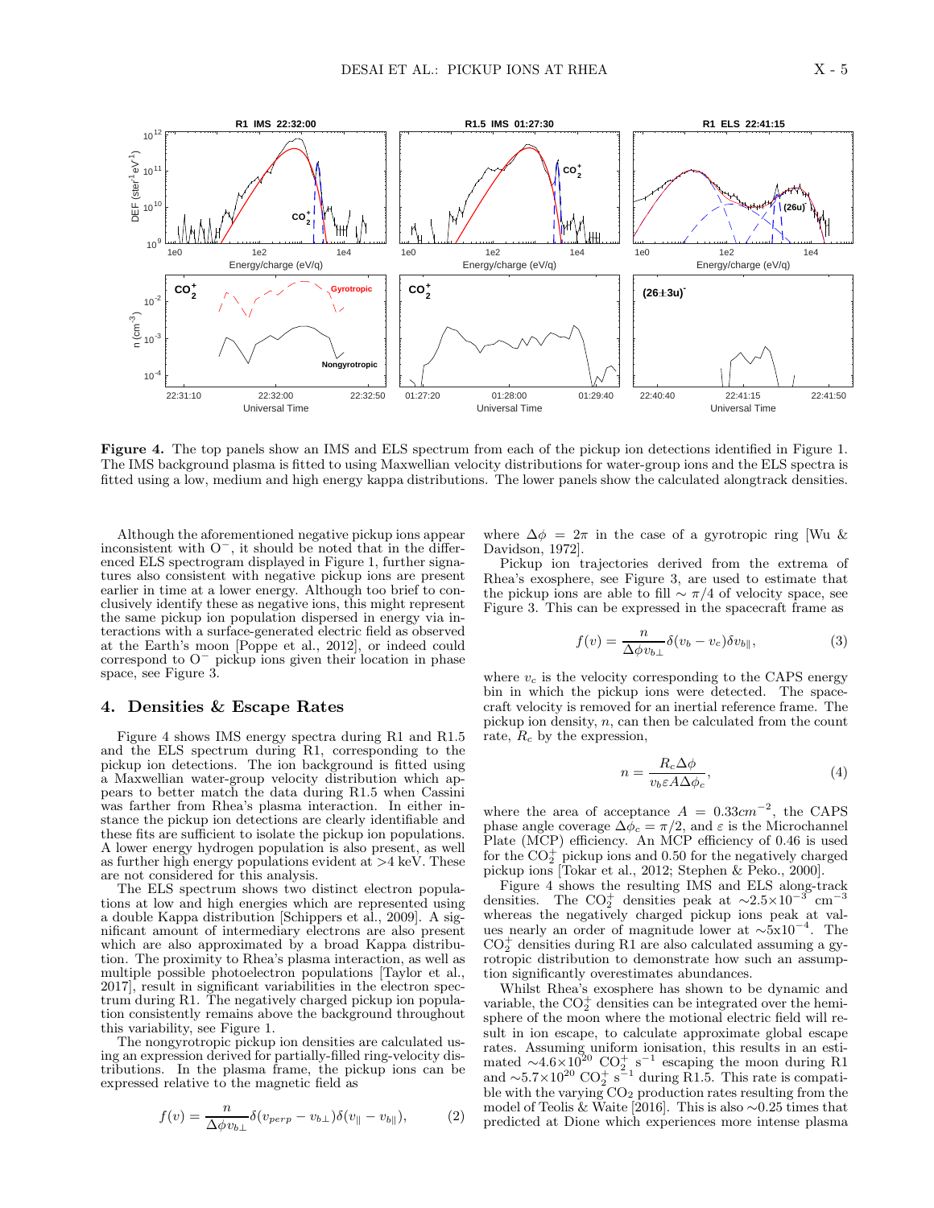**Figure 4.** The top panels show an IMS and ELS spectrum from each of the pickup ion detections identified in Figure 1. The IMS background plasma is fitted to using Maxwellian velocity distributions for water-group ions and the ELS spectra is fitted using a low, medium and high energy kappa distributions. The lower panels show the calculated alongtrack densities.

Although the aforementioned negative pickup ions appear inconsistent with $O^-$, it should be noted that in the differenced ELS spectrogram displayed in Figure 1, further signatures also consistent with negative pickup ions are present earlier in time at a lower energy. Although too brief to conclusively identify these as negative ions, this might represent the same pickup ion population dispersed in energy via interactions with a surface-generated electric field as observed at the Earth's moon [Poppe et al., 2012], or indeed could correspond to $O^-$ pickup ions given their location in phase space, see Figure 3.

## 4. Densities & Escape Rates

Figure 4 shows IMS energy spectra during R1 and R1.5 and the ELS spectrum during R1, corresponding to the pickup ion detections. The ion background is fitted using a Maxwellian water-group velocity distribution which appears to better match the data during R1.5 when Cassini was farther from Rhea's plasma interaction. In either instance the pickup ion detections are clearly identifiable and these fits are sufficient to isolate the pickup ion populations. A lower energy hydrogen population is also present, as well as further high energy populations evident at >4 keV. These are not considered for this analysis.

The ELS spectrum shows two distinct electron populations at low and high energies which are represented using a double Kappa distribution [Schippers et al., 2009]. A significant amount of intermediary electrons are also present which are also approximated by a broad Kappa distribution. The proximity to Rhea's plasma interaction, as well as multiple possible photoelectron populations [Taylor et al., 2017], result in significant variabilities in the electron spectrum during R1. The negatively charged pickup ion population consistently remains above the background throughout this variability, see Figure 1.

The nongyrotropic pickup ion densities are calculated using an expression derived for partially-filled ring-velocity distributions. In the plasma frame, the pickup ions can be expressed relative to the magnetic field as

$$f(v) = \frac{n}{\Delta\phi v_{b\perp}}\delta(v_{perp} - v_{b\perp})\delta(v_{\parallel} - v_{b\parallel}), \qquad (2)$$

where $\Delta\phi = 2\pi$ in the case of a gyrotropic ring [Wu & Davidson, 1972].

Pickup ion trajectories derived from the extrema of Rhea's exosphere, see Figure 3, are used to estimate that the pickup ions are able to fill $\sim \pi/4$ of velocity space, see Figure 3. This can be expressed in the spacecraft frame as

$$f(v) = \frac{n}{\Delta\phi v_{b\perp}}\delta(v_b - v_c)\delta v_{b\parallel}, \qquad (3)$$

where $v_c$ is the velocity corresponding to the CAPS energy bin in which the pickup ions were detected. The spacecraft velocity is removed for an inertial reference frame. The pickup ion density, $n$, can then be calculated from the count rate, $R_c$ by the expression,

$$n = \frac{R_c\Delta\phi}{v_b\varepsilon A\Delta\phi_c}, \qquad (4)$$

where the area of acceptance $A = 0.33cm^{-2}$, the CAPS phase angle coverage $\Delta\phi_c = \pi/2$, and $\varepsilon$ is the Microchannel Plate (MCP) efficiency. An MCP efficiency of 0.46 is used for the $CO_2^+$ pickup ions and 0.50 for the negatively charged pickup ions [Tokar et al., 2012; Stephen & Peko., 2000].

Figure 4 shows the resulting IMS and ELS along-track densities. The $CO_2^+$ densities peak at $\sim 2.5\times10^{-3}$ cm$^{-3}$ whereas the negatively charged pickup ions peak at values nearly an order of magnitude lower at $\sim 5\times10^{-4}$. The $CO_2^+$ densities during R1 are also calculated assuming a gyrotropic distribution to demonstrate how such an assumption significantly overestimates abundances.

Whilst Rhea's exosphere has shown to be dynamic and variable, the $CO_2^+$ densities can be integrated over the hemisphere of the moon where the motional electric field will result in ion escape, to calculate approximate global escape rates. Assuming uniform ionisation, this results in an estimated $\sim 4.6\times10^{20}$ $CO_2^+$ s$^{-1}$ escaping the moon during R1 and $\sim 5.7\times10^{20}$ $CO_2^+$ s$^{-1}$ during R1.5. This rate is compatible with the varying $CO_2$ production rates resulting from the model of Teolis & Waite [2016]. This is also $\sim 0.25$ times that predicted at Dione which experiences more intense plasma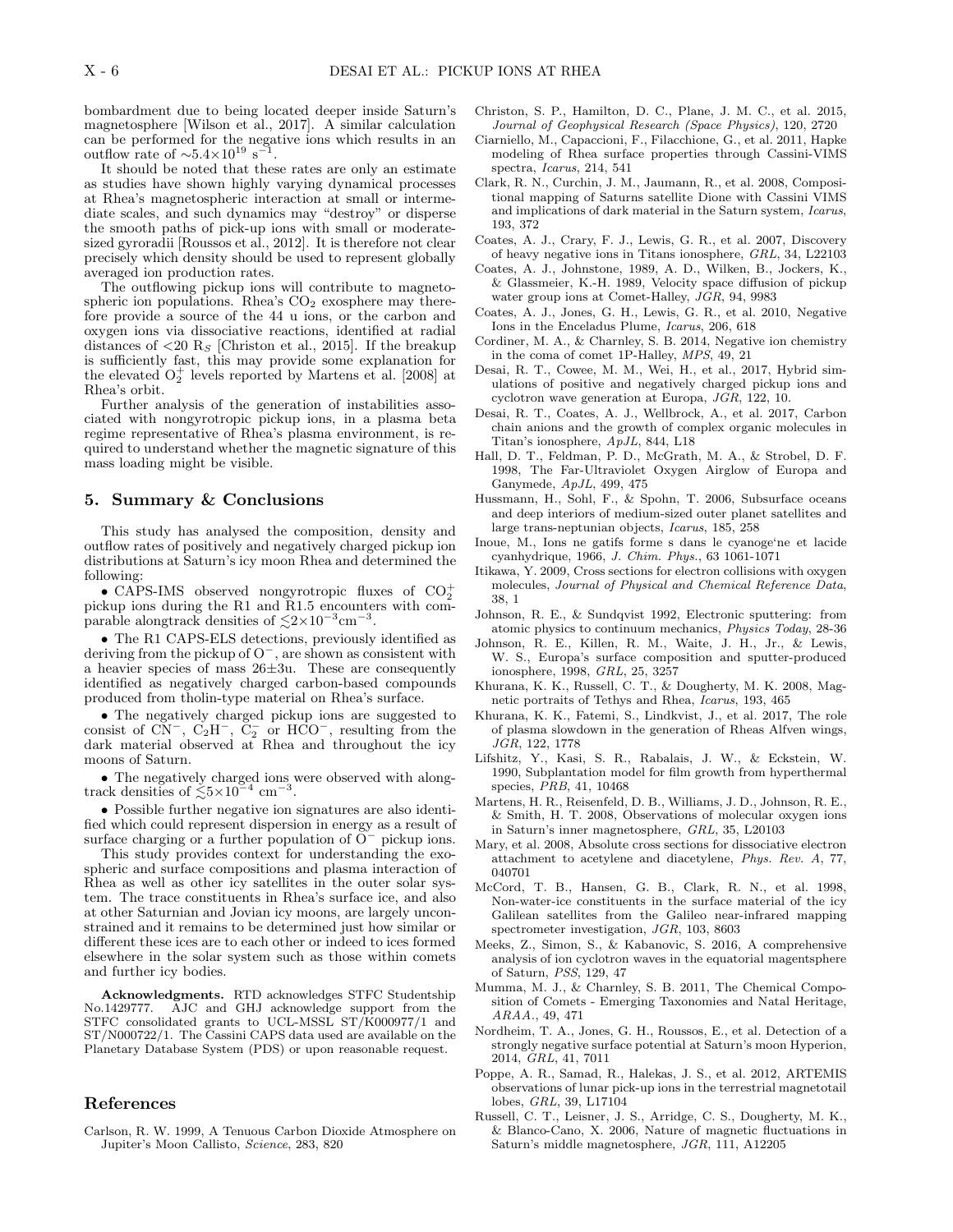bombardment due to being located deeper inside Saturn's magnetosphere [Wilson et al., 2017]. A similar calculation can be performed for the negative ions which results in an outflow rate of $\sim 5.4\times10^{19}$ s$^{-1}$.

It should be noted that these rates are only an estimate as studies have shown highly varying dynamical processes at Rhea's magnetospheric interaction at small or intermediate scales, and such dynamics may "destroy" or disperse the smooth paths of pick-up ions with small or moderate-sized gyroradii [Roussos et al., 2012]. It is therefore not clear precisely which density should be used to represent globally averaged ion production rates.

The outflowing pickup ions will contribute to magnetospheric ion populations. Rhea's $CO_2$ exosphere may therefore provide a source of the 44 u ions, or the carbon and oxygen ions via dissociative reactions, identified at radial distances of <20 R$_S$ [Christon et al., 2015]. If the breakup is sufficiently fast, this may provide some explanation for the elevated $O_2^+$ levels reported by Martens et al. [2008] at Rhea's orbit.

Further analysis of the generation of instabilities associated with nongyrotropic pickup ions, in a plasma beta regime representative of Rhea's plasma environment, is required to understand whether the magnetic signature of this mass loading might be visible.

## 5. Summary & Conclusions

This study has analysed the composition, density and outflow rates of positively and negatively charged pickup ion distributions at Saturn's icy moon Rhea and determined the following:

• CAPS-IMS observed nongyrotropic fluxes of $CO_2^+$ pickup ions during the R1 and R1.5 encounters with comparable alongtrack densities of $\lesssim 2\times10^{-3}$cm$^{-3}$.

• The R1 CAPS-ELS detections, previously identified as deriving from the pickup of $O^-$, are shown as consistent with a heavier species of mass 26±3u. These are consequently identified as negatively charged carbon-based compounds produced from tholin-type material on Rhea's surface.

• The negatively charged pickup ions are suggested to consist of $CN^-$, $C_2H^-$, $C_2^-$ or $HCO^-$, resulting from the dark material observed at Rhea and throughout the icy moons of Saturn.

• The negatively charged ions were observed with alongtrack densities of $\lesssim 5\times10^{-4}$ cm$^{-3}$.

• Possible further negative ion signatures are also identified which could represent dispersion in energy as a result of surface charging or a further population of $O^-$ pickup ions.

This study provides context for understanding the exospheric and surface compositions and plasma interaction of Rhea as well as other icy satellites in the outer solar system. The trace constituents in Rhea's surface ice, and also at other Saturnian and Jovian icy moons, are largely unconstrained and it remains to be determined just how similar or different these ices are to each other or indeed to ices formed elsewhere in the solar system such as those within comets and further icy bodies.

**Acknowledgments.** RTD acknowledges STFC Studentship No.1429777. AJC and GHJ acknowledge support from the STFC consolidated grants to UCL-MSSL ST/K000977/1 and ST/N000722/1. The Cassini CAPS data used are available on the Planetary Database System (PDS) or upon reasonable request.

## References

Carlson, R. W. 1999, A Tenuous Carbon Dioxide Atmosphere on Jupiter's Moon Callisto, *Science*, 283, 820

Christon, S. P., Hamilton, D. C., Plane, J. M. C., et al. 2015, *Journal of Geophysical Research (Space Physics)*, 120, 2720

Ciarniello, M., Capaccioni, F., Filacchione, G., et al. 2011, Hapke modeling of Rhea surface properties through Cassini-VIMS spectra, *Icarus*, 214, 541

Clark, R. N., Curchin, J. M., Jaumann, R., et al. 2008, Compositional mapping of Saturns satellite Dione with Cassini VIMS and implications of dark material in the Saturn system, *Icarus*, 193, 372

Coates, A. J., Crary, F. J., Lewis, G. R., et al. 2007, Discovery of heavy negative ions in Titans ionosphere, *GRL*, 34, L22103

Coates, A. J., Johnstone, 1989, A. D., Wilken, B., Jockers, K., & Glassmeier, K.-H. 1989, Velocity space diffusion of pickup water group ions at Comet-Halley, *JGR*, 94, 9983

Coates, A. J., Jones, G. H., Lewis, G. R., et al. 2010, Negative Ions in the Enceladus Plume, *Icarus*, 206, 618

Cordiner, M. A., & Charnley, S. B. 2014, Negative ion chemistry in the coma of comet 1P-Halley, *MPS*, 49, 21

Desai, R. T., Cowee, M. M., Wei, H., et al., 2017, Hybrid simulations of positive and negatively charged pickup ions and cyclotron wave generation at Europa, *JGR*, 122, 10.

Desai, R. T., Coates, A. J., Wellbrock, A., et al. 2017, Carbon chain anions and the growth of complex organic molecules in Titan's ionosphere, *ApJL*, 844, L18

Hall, D. T., Feldman, P. D., McGrath, M. A., & Strobel, D. F. 1998, The Far-Ultraviolet Oxygen Airglow of Europa and Ganymede, *ApJL*, 499, 475

Hussmann, H., Sohl, F., & Spohn, T. 2006, Subsurface oceans and deep interiors of medium-sized outer planet satellites and large trans-neptunian objects, *Icarus*, 185, 258

Inoue, M., Ions ne gatifs forme s dans le cyanoge'ne et lacide cyanhydrique, 1966, *J. Chim. Phys.*, 63 1061-1071

Itikawa, Y. 2009, Cross sections for electron collisions with oxygen molecules, *Journal of Physical and Chemical Reference Data*, 38, 1

Johnson, R. E., & Sundqvist 1992, Electronic sputtering: from atomic physics to continuum mechanics, *Physics Today*, 28-36

Johnson, R. E., Killen, R. M., Waite, J. H., Jr., & Lewis, W. S., Europa's surface composition and sputter-produced ionosphere, 1998, *GRL*, 25, 3257

Khurana, K. K., Russell, C. T., & Dougherty, M. K. 2008, Magnetic portraits of Tethys and Rhea, *Icarus*, 193, 465

Khurana, K. K., Fatemi, S., Lindkvist, J., et al. 2017, The role of plasma slowdown in the generation of Rheas Alfven wings, *JGR*, 122, 1778

Lifshitz, Y., Kasi, S. R., Rabalais, J. W., & Eckstein, W. 1990, Subplantation model for film growth from hyperthermal species, *PRB*, 41, 10468

Martens, H. R., Reisenfeld, D. B., Williams, J. D., Johnson, R. E., & Smith, H. T. 2008, Observations of molecular oxygen ions in Saturn's inner magnetosphere, *GRL*, 35, L20103

Mary, et al. 2008, Absolute cross sections for dissociative electron attachment to acetylene and diacetylene, *Phys. Rev. A*, 77, 040701

McCord, T. B., Hansen, G. B., Clark, R. N., et al. 1998, Non-water-ice constituents in the surface material of the icy Galilean satellites from the Galileo near-infrared mapping spectrometer investigation, *JGR*, 103, 8603

Meeks, Z., Simon, S., & Kabanovic, S. 2016, A comprehensive analysis of ion cyclotron waves in the equatorial magentsphere of Saturn, *PSS*, 129, 47

Mumma, M. J., & Charnley, S. B. 2011, The Chemical Composition of Comets - Emerging Taxonomies and Natal Heritage, *ARAA.*, 49, 471

Nordheim, T. A., Jones, G. H., Roussos, E., et al. Detection of a strongly negative surface potential at Saturn's moon Hyperion, 2014, *GRL*, 41, 7011

Poppe, A. R., Samad, R., Halekas, J. S., et al. 2012, ARTEMIS observations of lunar pick-up ions in the terrestrial magnetotail lobes, *GRL*, 39, L17104

Russell, C. T., Leisner, J. S., Arridge, C. S., Dougherty, M. K., & Blanco-Cano, X. 2006, Nature of magnetic fluctuations in Saturn's middle magnetosphere, *JGR*, 111, A12205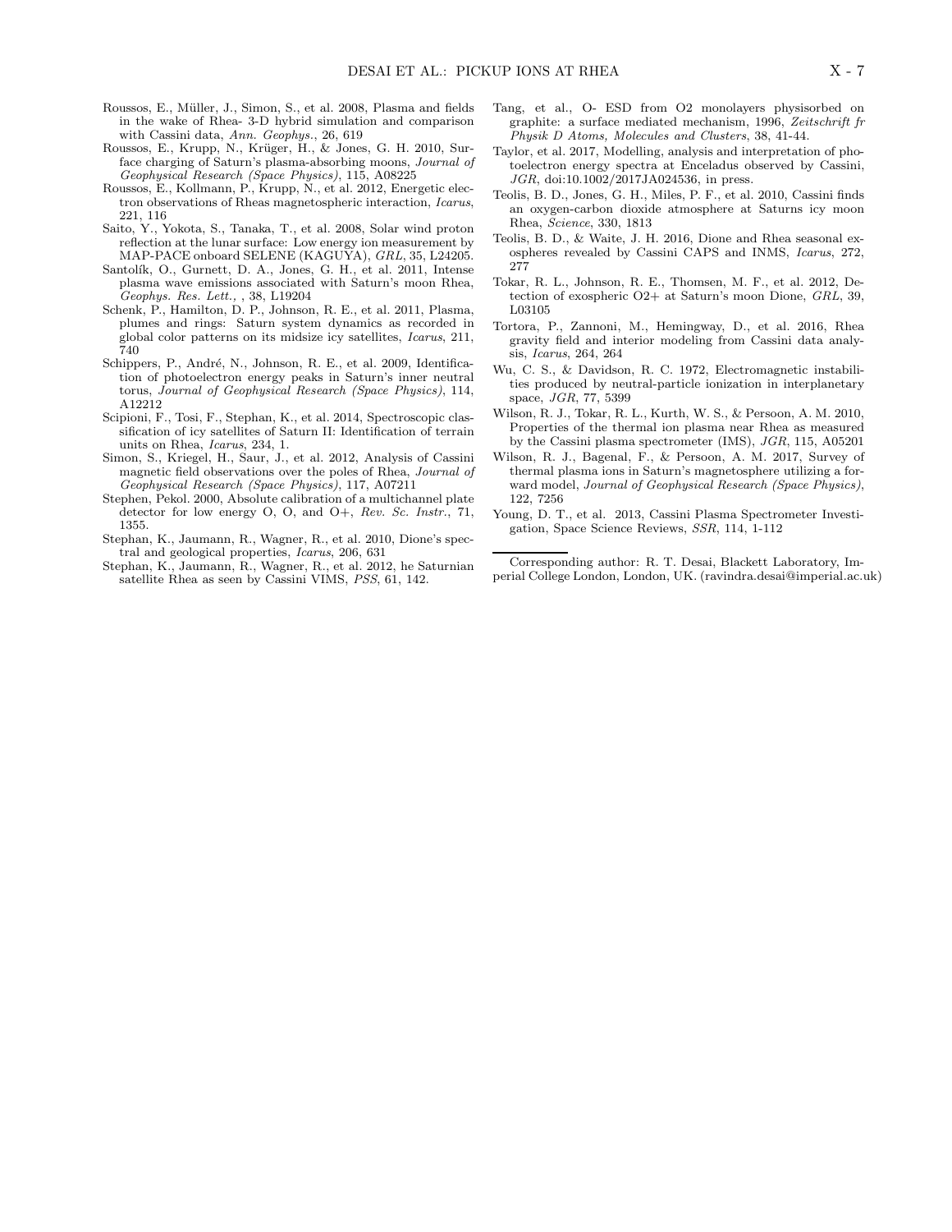Roussos, E., Müller, J., Simon, S., et al. 2008, Plasma and fields in the wake of Rhea- 3-D hybrid simulation and comparison with Cassini data, *Ann. Geophys.*, 26, 619

Roussos, E., Krupp, N., Krüger, H., & Jones, G. H. 2010, Surface charging of Saturn's plasma-absorbing moons, *Journal of Geophysical Research (Space Physics)*, 115, A08225

Roussos, E., Kollmann, P., Krupp, N., et al. 2012, Energetic electron observations of Rheas magnetospheric interaction, *Icarus*, 221, 116

Saito, Y., Yokota, S., Tanaka, T., et al. 2008, Solar wind proton reflection at the lunar surface: Low energy ion measurement by MAP-PACE onboard SELENE (KAGUYA), *GRL*, 35, L24205.

Santolík, O., Gurnett, D. A., Jones, G. H., et al. 2011, Intense plasma wave emissions associated with Saturn's moon Rhea, *Geophys. Res. Lett.*, , 38, L19204

Schenk, P., Hamilton, D. P., Johnson, R. E., et al. 2011, Plasma, plumes and rings: Saturn system dynamics as recorded in global color patterns on its midsize icy satellites, *Icarus*, 211, 740

Schippers, P., André, N., Johnson, R. E., et al. 2009, Identification of photoelectron energy peaks in Saturn's inner neutral torus, *Journal of Geophysical Research (Space Physics)*, 114, A12212

Scipioni, F., Tosi, F., Stephan, K., et al. 2014, Spectroscopic classification of icy satellites of Saturn II: Identification of terrain units on Rhea, *Icarus*, 234, 1.

Simon, S., Kriegel, H., Saur, J., et al. 2012, Analysis of Cassini magnetic field observations over the poles of Rhea, *Journal of Geophysical Research (Space Physics)*, 117, A07211

Stephen, Pekol. 2000, Absolute calibration of a multichannel plate detector for low energy O, O, and O+, *Rev. Sc. Instr.*, 71, 1355.

Stephan, K., Jaumann, R., Wagner, R., et al. 2010, Dione's spectral and geological properties, *Icarus*, 206, 631

Stephan, K., Jaumann, R., Wagner, R., et al. 2012, he Saturnian satellite Rhea as seen by Cassini VIMS, *PSS*, 61, 142.

Tang, et al., O- ESD from O2 monolayers physisorbed on graphite: a surface mediated mechanism, 1996, *Zeitschrift fr Physik D Atoms, Molecules and Clusters*, 38, 41-44.

Taylor, et al. 2017, Modelling, analysis and interpretation of photoelectron energy spectra at Enceladus observed by Cassini, *JGR*, doi:10.1002/2017JA024536, in press.

Teolis, B. D., Jones, G. H., Miles, P. F., et al. 2010, Cassini finds an oxygen-carbon dioxide atmosphere at Saturns icy moon Rhea, *Science*, 330, 1813

Teolis, B. D., & Waite, J. H. 2016, Dione and Rhea seasonal exospheres revealed by Cassini CAPS and INMS, *Icarus*, 272, 277

Tokar, R. L., Johnson, R. E., Thomsen, M. F., et al. 2012, Detection of exospheric O2+ at Saturn's moon Dione, *GRL*, 39, L03105

Tortora, P., Zannoni, M., Hemingway, D., et al. 2016, Rhea gravity field and interior modeling from Cassini data analysis, *Icarus*, 264, 264

Wu, C. S., & Davidson, R. C. 1972, Electromagnetic instabilities produced by neutral-particle ionization in interplanetary space, *JGR*, 77, 5399

Wilson, R. J., Tokar, R. L., Kurth, W. S., & Persoon, A. M. 2010, Properties of the thermal ion plasma near Rhea as measured by the Cassini plasma spectrometer (IMS), *JGR*, 115, A05201

Wilson, R. J., Bagenal, F., & Persoon, A. M. 2017, Survey of thermal plasma ions in Saturn's magnetosphere utilizing a forward model, *Journal of Geophysical Research (Space Physics)*, 122, 7256

Young, D. T., et al. 2013, Cassini Plasma Spectrometer Investigation, Space Science Reviews, *SSR*, 114, 1-112

---

Corresponding author: R. T. Desai, Blackett Laboratory, Imperial College London, London, UK. (ravindra.desai@imperial.ac.uk)